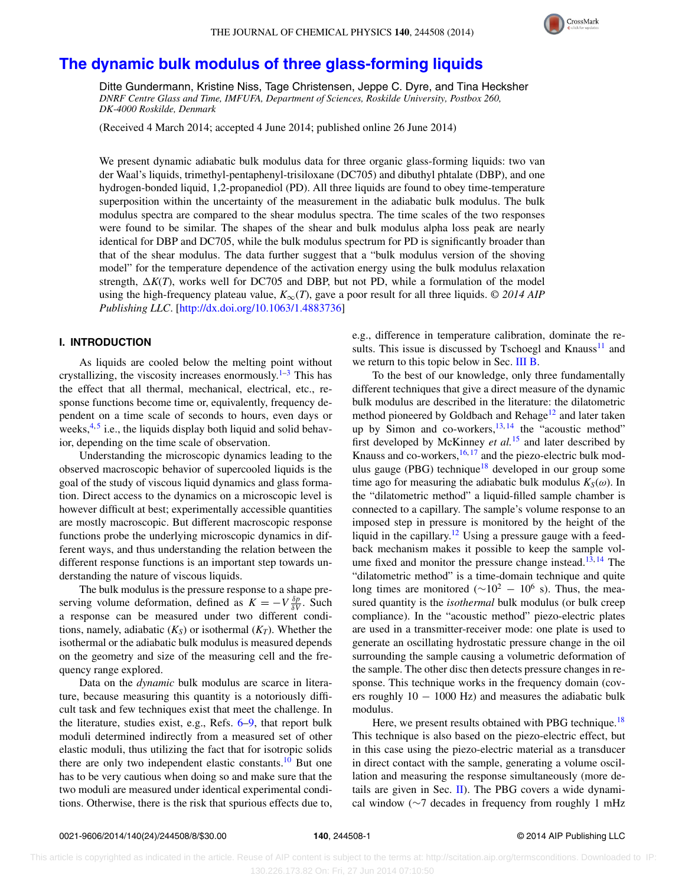# The dynamic bulk modulus of three glass-forming liquids

Ditte Gundermann, Kristine Niss, Tage Christensen, Jeppe C. Dyre, and Tina Hecksher

*DNRF Centre Glass and Time, IMFUFA, Department of Sciences, Roskilde University, Postbox 260, DK-4000 Roskilde, Denmark*

(Received 4 March 2014; accepted 4 June 2014; published online 26 June 2014)

We present dynamic adiabatic bulk modulus data for three organic glass-forming liquids: two van der Waal's liquids, trimethyl-pentaphenyl-trisiloxane (DC705) and dibuthyl phtalate (DBP), and one hydrogen-bonded liquid, 1,2-propanediol (PD). All three liquids are found to obey time-temperature superposition within the uncertainty of the measurement in the adiabatic bulk modulus. The bulk modulus spectra are compared to the shear modulus spectra. The time scales of the two responses were found to be similar. The shapes of the shear and bulk modulus alpha loss peak are nearly identical for DBP and DC705, while the bulk modulus spectrum for PD is significantly broader than that of the shear modulus. The data further suggest that a "bulk modulus version of the shoving model" for the temperature dependence of the activation energy using the bulk modulus relaxation strength, $\Delta K(T)$, works well for DC705 and DBP, but not PD, while a formulation of the model using the high-frequency plateau value, $K_\infty(T)$, gave a poor result for all three liquids. © *2014 AIP Publishing LLC*. [http://dx.doi.org/10.1063/1.4883736]

## I. INTRODUCTION

As liquids are cooled below the melting point without crystallizing, the viscosity increases enormously.[1–3] This has the effect that all thermal, mechanical, electrical, etc., response functions become time or, equivalently, frequency dependent on a time scale of seconds to hours, even days or weeks,[4,5] i.e., the liquids display both liquid and solid behavior, depending on the time scale of observation.

Understanding the microscopic dynamics leading to the observed macroscopic behavior of supercooled liquids is the goal of the study of viscous liquid dynamics and glass formation. Direct access to the dynamics on a microscopic level is however difficult at best; experimentally accessible quantities are mostly macroscopic. But different macroscopic response functions probe the underlying microscopic dynamics in different ways, and thus understanding the relation between the different response functions is an important step towards understanding the nature of viscous liquids.

The bulk modulus is the pressure response to a shape preserving volume deformation, defined as $K = -V\frac{\delta p}{\delta V}$. Such a response can be measured under two different conditions, namely, adiabatic ($K_S$) or isothermal ($K_T$). Whether the isothermal or the adiabatic bulk modulus is measured depends on the geometry and size of the measuring cell and the frequency range explored.

Data on the *dynamic* bulk modulus are scarce in literature, because measuring this quantity is a notoriously difficult task and few techniques exist that meet the challenge. In the literature, studies exist, e.g., Refs. 6–9, that report bulk moduli determined indirectly from a measured set of other elastic moduli, thus utilizing the fact that for isotropic solids there are only two independent elastic constants.[10] But one has to be very cautious when doing so and make sure that the two moduli are measured under identical experimental conditions. Otherwise, there is the risk that spurious effects due to, e.g., difference in temperature calibration, dominate the results. This issue is discussed by Tschoegl and Knauss[11] and we return to this topic below in Sec. III B.

To the best of our knowledge, only three fundamentally different techniques that give a direct measure of the dynamic bulk modulus are described in the literature: the dilatometric method pioneered by Goldbach and Rehage[12] and later taken up by Simon and co-workers,[13,14] the "acoustic method" first developed by McKinney *et al.*[15] and later described by Knauss and co-workers,[16,17] and the piezo-electric bulk modulus gauge (PBG) technique[18] developed in our group some time ago for measuring the adiabatic bulk modulus $K_S(\omega)$. In the "dilatometric method" a liquid-filled sample chamber is connected to a capillary. The sample's volume response to an imposed step in pressure is monitored by the height of the liquid in the capillary.[12] Using a pressure gauge with a feedback mechanism makes it possible to keep the sample volume fixed and monitor the pressure change instead.[13,14] The "dilatometric method" is a time-domain technique and quite long times are monitored ($\sim 10^2 - 10^6$ s). Thus, the measured quantity is the *isothermal* bulk modulus (or bulk creep compliance). In the "acoustic method" piezo-electric plates are used in a transmitter-receiver mode: one plate is used to generate an oscillating hydrostatic pressure change in the oil surrounding the sample causing a volumetric deformation of the sample. The other disc then detects pressure changes in response. This technique works in the frequency domain (covers roughly $10 - 1000$ Hz) and measures the adiabatic bulk modulus.

Here, we present results obtained with PBG technique.[18] This technique is also based on the piezo-electric effect, but in this case using the piezo-electric material as a transducer in direct contact with the sample, generating a volume oscillation and measuring the response simultaneously (more details are given in Sec. II). The PBG covers a wide dynamical window (~7 decades in frequency from roughly 1 mHz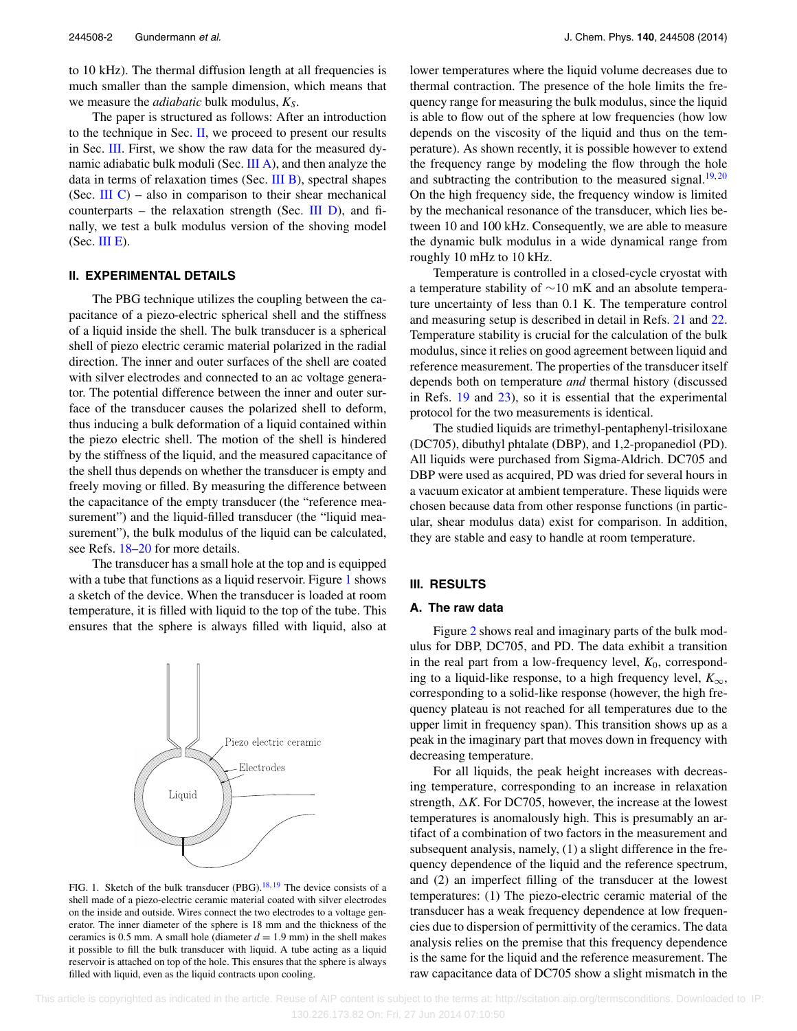to 10 kHz). The thermal diffusion length at all frequencies is much smaller than the sample dimension, which means that we measure the *adiabatic* bulk modulus, $K_S$.

The paper is structured as follows: After an introduction to the technique in Sec. II, we proceed to present our results in Sec. III. First, we show the raw data for the measured dynamic adiabatic bulk moduli (Sec. III A), and then analyze the data in terms of relaxation times (Sec. III B), spectral shapes (Sec. III C) – also in comparison to their shear mechanical counterparts – the relaxation strength (Sec. III D), and finally, we test a bulk modulus version of the shoving model (Sec. III E).

## II. EXPERIMENTAL DETAILS

The PBG technique utilizes the coupling between the capacitance of a piezo-electric spherical shell and the stiffness of a liquid inside the shell. The bulk transducer is a spherical shell of piezo electric ceramic material polarized in the radial direction. The inner and outer surfaces of the shell are coated with silver electrodes and connected to an ac voltage generator. The potential difference between the inner and outer surface of the transducer causes the polarized shell to deform, thus inducing a bulk deformation of a liquid contained within the piezo electric shell. The motion of the shell is hindered by the stiffness of the liquid, and the measured capacitance of the shell thus depends on whether the transducer is empty and freely moving or filled. By measuring the difference between the capacitance of the empty transducer (the "reference measurement") and the liquid-filled transducer (the "liquid measurement"), the bulk modulus of the liquid can be calculated, see Refs. 18–20 for more details.

The transducer has a small hole at the top and is equipped with a tube that functions as a liquid reservoir. Figure 1 shows a sketch of the device. When the transducer is loaded at room temperature, it is filled with liquid to the top of the tube. This ensures that the sphere is always filled with liquid, also at lower temperatures where the liquid volume decreases due to thermal contraction. The presence of the hole limits the frequency range for measuring the bulk modulus, since the liquid is able to flow out of the sphere at low frequencies (how low depends on the viscosity of the liquid and thus on the temperature). As shown recently, it is possible however to extend the frequency range by modeling the flow through the hole and subtracting the contribution to the measured signal.[19,20] On the high frequency side, the frequency window is limited by the mechanical resonance of the transducer, which lies between 10 and 100 kHz. Consequently, we are able to measure the dynamic bulk modulus in a wide dynamical range from roughly 10 mHz to 10 kHz.

FIG. 1. Sketch of the bulk transducer (PBG).[18,19] The device consists of a shell made of a piezo-electric ceramic material coated with silver electrodes on the inside and outside. Wires connect the two electrodes to a voltage generator. The inner diameter of the sphere is 18 mm and the thickness of the ceramics is 0.5 mm. A small hole (diameter $d = 1.9$ mm) in the shell makes it possible to fill the bulk transducer with liquid. A tube acting as a liquid reservoir is attached on top of the hole. This ensures that the sphere is always filled with liquid, even as the liquid contracts upon cooling.

Temperature is controlled in a closed-cycle cryostat with a temperature stability of ~10 mK and an absolute temperature uncertainty of less than 0.1 K. The temperature control and measuring setup is described in detail in Refs. 21 and 22. Temperature stability is crucial for the calculation of the bulk modulus, since it relies on good agreement between liquid and reference measurement. The properties of the transducer itself depends both on temperature *and* thermal history (discussed in Refs. 19 and 23), so it is essential that the experimental protocol for the two measurements is identical.

The studied liquids are trimethyl-pentaphenyl-trisiloxane (DC705), dibuthyl phtalate (DBP), and 1,2-propanediol (PD). All liquids were purchased from Sigma-Aldrich. DC705 and DBP were used as acquired, PD was dried for several hours in a vacuum exicator at ambient temperature. These liquids were chosen because data from other response functions (in particular, shear modulus data) exist for comparison. In addition, they are stable and easy to handle at room temperature.

## III. RESULTS

### A. The raw data

Figure 2 shows real and imaginary parts of the bulk modulus for DBP, DC705, and PD. The data exhibit a transition in the real part from a low-frequency level, $K_0$, corresponding to a liquid-like response, to a high frequency level, $K_\infty$, corresponding to a solid-like response (however, the high frequency plateau is not reached for all temperatures due to the upper limit in frequency span). This transition shows up as a peak in the imaginary part that moves down in frequency with decreasing temperature.

For all liquids, the peak height increases with decreasing temperature, corresponding to an increase in relaxation strength, $\Delta K$. For DC705, however, the increase at the lowest temperatures is anomalously high. This is presumably an artifact of a combination of two factors in the measurement and subsequent analysis, namely, (1) a slight difference in the frequency dependence of the liquid and the reference spectrum, and (2) an imperfect filling of the transducer at the lowest temperatures: (1) The piezo-electric ceramic material of the transducer has a weak frequency dependence at low frequencies due to dispersion of permittivity of the ceramics. The data analysis relies on the premise that this frequency dependence is the same for the liquid and the reference measurement. The raw capacitance data of DC705 show a slight mismatch in the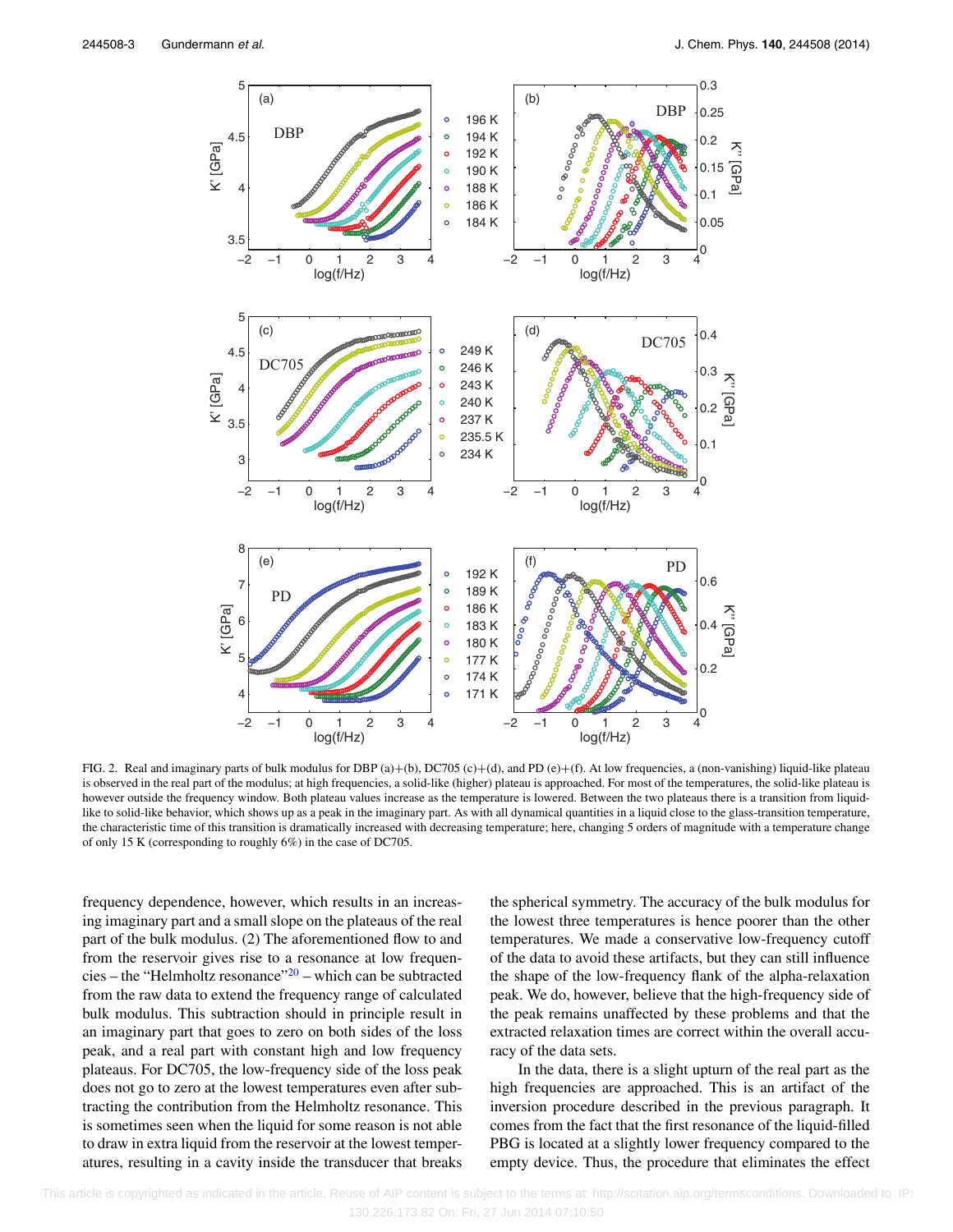FIG. 2. Real and imaginary parts of bulk modulus for DBP (a)+(b), DC705 (c)+(d), and PD (e)+(f). At low frequencies, a (non-vanishing) liquid-like plateau is observed in the real part of the modulus; at high frequencies, a solid-like (higher) plateau is approached. For most of the temperatures, the solid-like plateau is however outside the frequency window. Both plateau values increase as the temperature is lowered. Between the two plateaus there is a transition from liquid-like to solid-like behavior, which shows up as a peak in the imaginary part. As with all dynamical quantities in a liquid close to the glass-transition temperature, the characteristic time of this transition is dramatically increased with decreasing temperature; here, changing 5 orders of magnitude with a temperature change of only 15 K (corresponding to roughly 6%) in the case of DC705.

frequency dependence, however, which results in an increasing imaginary part and a small slope on the plateaus of the real part of the bulk modulus. (2) The aforementioned flow to and from the reservoir gives rise to a resonance at low frequencies – the "Helmholtz resonance"[20] – which can be subtracted from the raw data to extend the frequency range of calculated bulk modulus. This subtraction should in principle result in an imaginary part that goes to zero on both sides of the loss peak, and a real part with constant high and low frequency plateaus. For DC705, the low-frequency side of the loss peak does not go to zero at the lowest temperatures even after subtracting the contribution from the Helmholtz resonance. This is sometimes seen when the liquid for some reason is not able to draw in extra liquid from the reservoir at the lowest temperatures, resulting in a cavity inside the transducer that breaks the spherical symmetry. The accuracy of the bulk modulus for the lowest three temperatures is hence poorer than the other temperatures. We made a conservative low-frequency cutoff of the data to avoid these artifacts, but they can still influence the shape of the low-frequency flank of the alpha-relaxation peak. We do, however, believe that the high-frequency side of the peak remains unaffected by these problems and that the extracted relaxation times are correct within the overall accuracy of the data sets.

In the data, there is a slight upturn of the real part as the high frequencies are approached. This is an artifact of the inversion procedure described in the previous paragraph. It comes from the fact that the first resonance of the liquid-filled PBG is located at a slightly lower frequency compared to the empty device. Thus, the procedure that eliminates the effect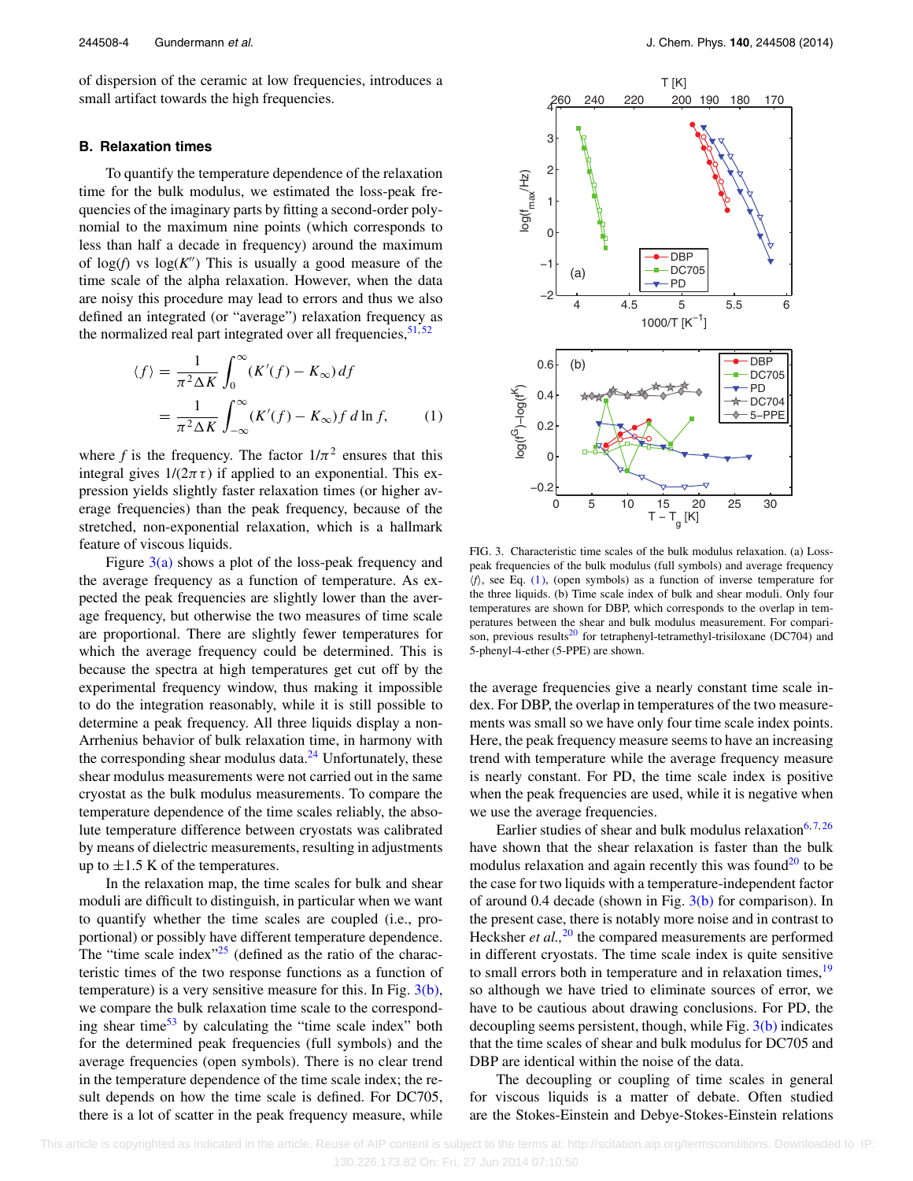of dispersion of the ceramic at low frequencies, introduces a small artifact towards the high frequencies.

### B. Relaxation times

To quantify the temperature dependence of the relaxation time for the bulk modulus, we estimated the loss-peak frequencies of the imaginary parts by fitting a second-order polynomial to the maximum nine points (which corresponds to less than half a decade in frequency) around the maximum of log($f$) vs log($K''$) This is usually a good measure of the time scale of the alpha relaxation. However, when the data are noisy this procedure may lead to errors and thus we also defined an integrated (or "average") relaxation frequency as the normalized real part integrated over all frequencies,[51,52]

$$
\begin{aligned}
\langle f \rangle &= \frac{1}{\pi^2 \Delta K} \int_0^\infty (K'(f) - K_\infty)\, df \\
&= \frac{1}{\pi^2 \Delta K} \int_{-\infty}^\infty (K'(f) - K_\infty) f \, d\ln f, \qquad (1)
\end{aligned}
$$

where $f$ is the frequency. The factor $1/\pi^2$ ensures that this integral gives $1/(2\pi\tau)$ if applied to an exponential. This expression yields slightly faster relaxation times (or higher average frequencies) than the peak frequency, because of the stretched, non-exponential relaxation, which is a hallmark feature of viscous liquids.

Figure 3(a) shows a plot of the loss-peak frequency and the average frequency as a function of temperature. As expected the peak frequencies are slightly lower than the average frequency, but otherwise the two measures of time scale are proportional. There are slightly fewer temperatures for which the average frequency could be determined. This is because the spectra at high temperatures get cut off by the experimental frequency window, thus making it impossible to do the integration reasonably, while it is still possible to determine a peak frequency. All three liquids display a non-Arrhenius behavior of bulk relaxation time, in harmony with the corresponding shear modulus data.[24] Unfortunately, these shear modulus measurements were not carried out in the same cryostat as the bulk modulus measurements. To compare the temperature dependence of the time scales reliably, the absolute temperature difference between cryostats was calibrated by means of dielectric measurements, resulting in adjustments up to $\pm 1.5$ K of the temperatures.

In the relaxation map, the time scales for bulk and shear moduli are difficult to distinguish, in particular when we want to quantify whether the time scales are coupled (i.e., proportional) or possibly have different temperature dependence. The "time scale index"[25] (defined as the ratio of the characteristic times of the two response functions as a function of temperature) is a very sensitive measure for this. In Fig. 3(b), we compare the bulk relaxation time scale to the corresponding shear time[53] by calculating the "time scale index" both for the determined peak frequencies (full symbols) and the average frequencies (open symbols). There is no clear trend in the temperature dependence of the time scale index; the result depends on how the time scale is defined. For DC705, there is a lot of scatter in the peak frequency measure, while the average frequencies give a nearly constant time scale index. For DBP, the overlap in temperatures of the two measurements was small so we have only four time scale index points. Here, the peak frequency measure seems to have an increasing trend with temperature while the average frequency measure is nearly constant. For PD, the time scale index is positive when the peak frequencies are used, while it is negative when we use the average frequencies.

FIG. 3. Characteristic time scales of the bulk modulus relaxation. (a) Loss-peak frequencies of the bulk modulus (full symbols) and average frequency $\langle f \rangle$, see Eq. (1), (open symbols) as a function of inverse temperature for the three liquids. (b) Time scale index of bulk and shear moduli. Only four temperatures are shown for DBP, which corresponds to the overlap in temperatures between the shear and bulk modulus measurement. For comparison, previous results[20] for tetraphenyl-tetramethyl-trisiloxane (DC704) and 5-phenyl-4-ether (5-PPE) are shown.

Earlier studies of shear and bulk modulus relaxation[6,7,26] have shown that the shear relaxation is faster than the bulk modulus relaxation and again recently this was found[20] to be the case for two liquids with a temperature-independent factor of around 0.4 decade (shown in Fig. 3(b) for comparison). In the present case, there is notably more noise and in contrast to Hecksher *et al.*,[20] the compared measurements are performed in different cryostats. The time scale index is quite sensitive to small errors both in temperature and in relaxation times,[19] so although we have tried to eliminate sources of error, we have to be cautious about drawing conclusions. For PD, the decoupling seems persistent, though, while Fig. 3(b) indicates that the time scales of shear and bulk modulus for DC705 and DBP are identical within the noise of the data.

The decoupling or coupling of time scales in general for viscous liquids is a matter of debate. Often studied are the Stokes-Einstein and Debye-Stokes-Einstein relations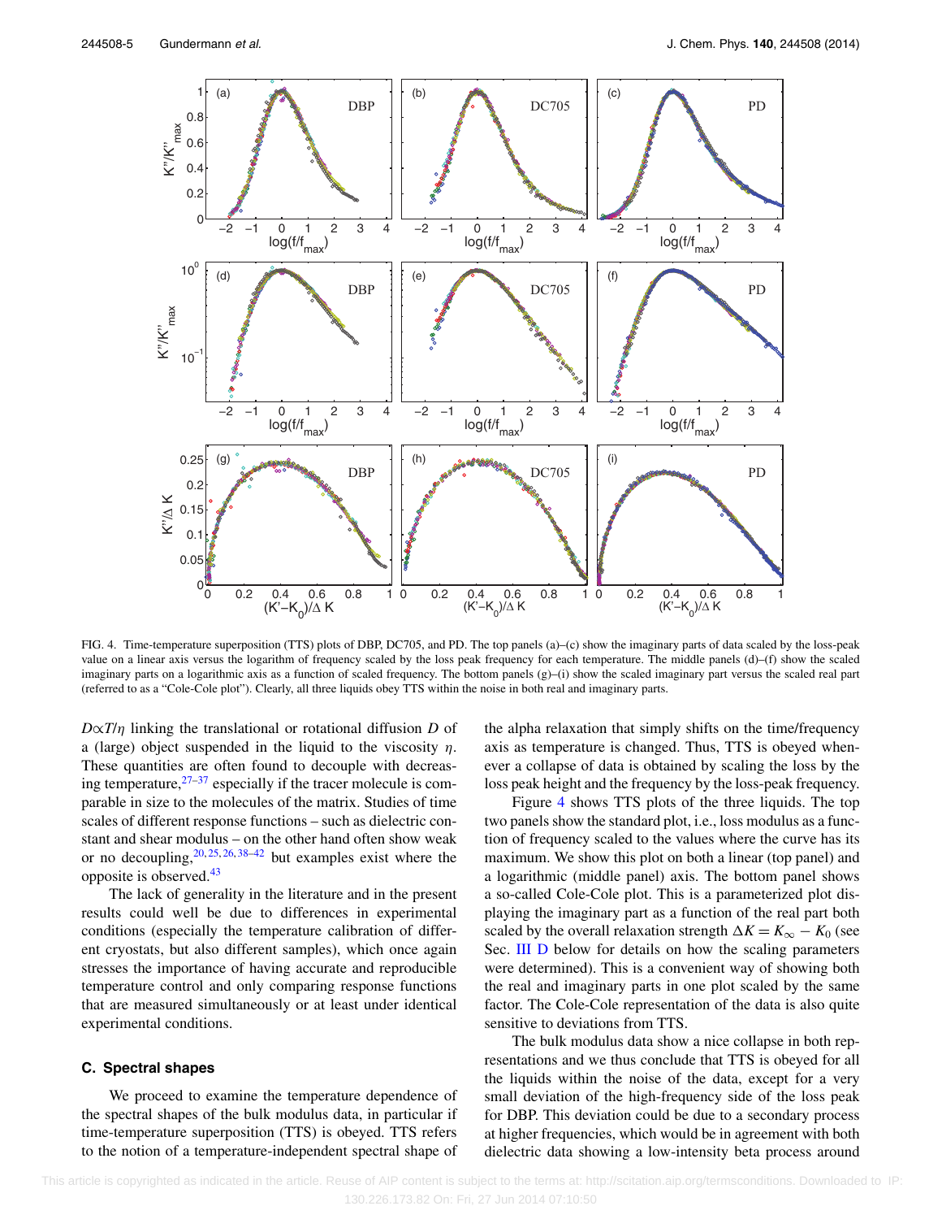(a)
DBP
1
0.8
0.6
0.4
0.2
0
$K''/K''_{max}$
−2 −1 0 1 2 3 4
log(f/f_max)

(b)
DC705
−2 −1 0 1 2 3 4
log(f/f_max)

(c)
PD
−2 −1 0 1 2 3 4
log(f/f_max)

(d)
DBP
$10^0$
$10^{-1}$
$K''/K''_{max}$
−2 −1 0 1 2 3 4
log(f/f_max)

(e)
DC705
−2 −1 0 1 2 3 4
log(f/f_max)

(f)
PD
−2 −1 0 1 2 3 4
log(f/f_max)

(g)
DBP
0.25
0.2
0.15
0.1
0.05
0
$K''/\Delta K$
0 0.2 0.4 0.6 0.8 1
$(K'-K_0)/\Delta K$

(h)
DC705
0 0.2 0.4 0.6 0.8 1
$(K'-K_0)/\Delta K$

(i)
PD
0 0.2 0.4 0.6 0.8 1
$(K'-K_0)/\Delta K$

FIG. 4. Time-temperature superposition (TTS) plots of DBP, DC705, and PD. The top panels (a)–(c) show the imaginary parts of data scaled by the loss-peak value on a linear axis versus the logarithm of frequency scaled by the loss peak frequency for each temperature. The middle panels (d)–(f) show the scaled imaginary parts on a logarithmic axis as a function of scaled frequency. The bottom panels (g)–(i) show the scaled imaginary part versus the scaled real part (referred to as a "Cole-Cole plot"). Clearly, all three liquids obey TTS within the noise in both real and imaginary parts.

$D \propto T/\eta$ linking the translational or rotational diffusion $D$ of a (large) object suspended in the liquid to the viscosity $\eta$. These quantities are often found to decouple with decreasing temperature,[27–37] especially if the tracer molecule is comparable in size to the molecules of the matrix. Studies of time scales of different response functions – such as dielectric constant and shear modulus – on the other hand often show weak or no decoupling,[20,25,26,38–42] but examples exist where the opposite is observed.[43]

The lack of generality in the literature and in the present results could well be due to differences in experimental conditions (especially the temperature calibration of different cryostats, but also different samples), which once again stresses the importance of having accurate and reproducible temperature control and only comparing response functions that are measured simultaneously or at least under identical experimental conditions.

### C. Spectral shapes

We proceed to examine the temperature dependence of the spectral shapes of the bulk modulus data, in particular if time-temperature superposition (TTS) is obeyed. TTS refers to the notion of a temperature-independent spectral shape of the alpha relaxation that simply shifts on the time/frequency axis as temperature is changed. Thus, TTS is obeyed whenever a collapse of data is obtained by scaling the loss by the loss peak height and the frequency by the loss-peak frequency.

Figure 4 shows TTS plots of the three liquids. The top two panels show the standard plot, i.e., loss modulus as a function of frequency scaled to the values where the curve has its maximum. We show this plot on both a linear (top panel) and a logarithmic (middle panel) axis. The bottom panel shows a so-called Cole-Cole plot. This is a parameterized plot displaying the imaginary part as a function of the real part both scaled by the overall relaxation strength $\Delta K = K_\infty - K_0$ (see Sec. III D below for details on how the scaling parameters were determined). This is a convenient way of showing both the real and imaginary parts in one plot scaled by the same factor. The Cole-Cole representation of the data is also quite sensitive to deviations from TTS.

The bulk modulus data show a nice collapse in both representations and we thus conclude that TTS is obeyed for all the liquids within the noise of the data, except for a very small deviation of the high-frequency side of the loss peak for DBP. This deviation could be due to a secondary process at higher frequencies, which would be in agreement with both dielectric data showing a low-intensity beta process around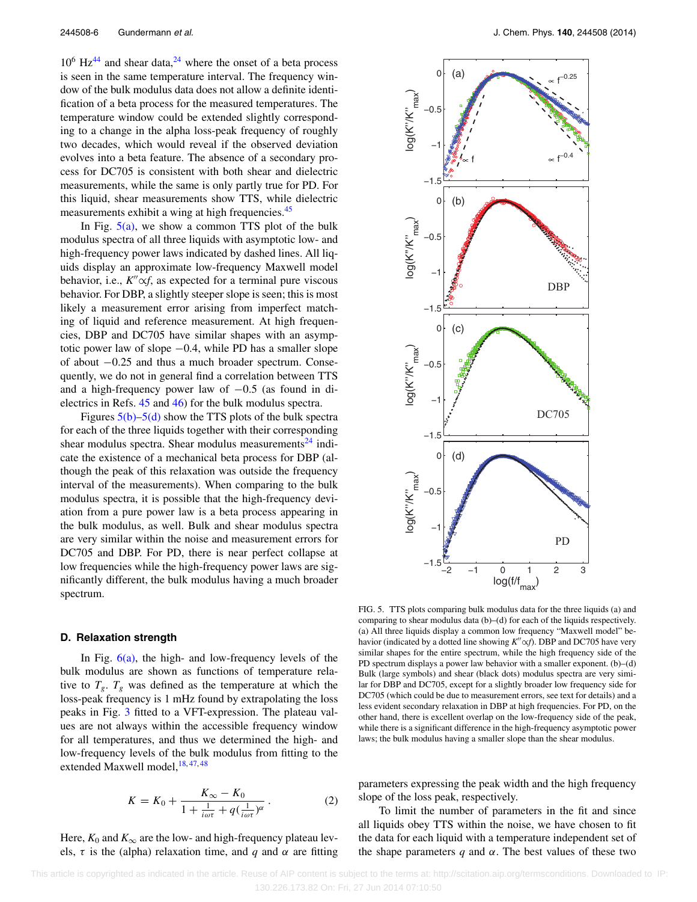$10^6$ Hz[44] and shear data,[24] where the onset of a beta process is seen in the same temperature interval. The frequency window of the bulk modulus data does not allow a definite identification of a beta process for the measured temperatures. The temperature window could be extended slightly corresponding to a change in the alpha loss-peak frequency of roughly two decades, which would reveal if the observed deviation evolves into a beta feature. The absence of a secondary process for DC705 is consistent with both shear and dielectric measurements, while the same is only partly true for PD. For this liquid, shear measurements show TTS, while dielectric measurements exhibit a wing at high frequencies.[45]

In Fig. 5(a), we show a common TTS plot of the bulk modulus spectra of all three liquids with asymptotic low- and high-frequency power laws indicated by dashed lines. All liquids display an approximate low-frequency Maxwell model behavior, i.e., $K'' \propto f$, as expected for a terminal pure viscous behavior. For DBP, a slightly steeper slope is seen; this is most likely a measurement error arising from imperfect matching of liquid and reference measurement. At high frequencies, DBP and DC705 have similar shapes with an asymptotic power law of slope −0.4, while PD has a smaller slope of about −0.25 and thus a much broader spectrum. Consequently, we do not in general find a correlation between TTS and a high-frequency power law of −0.5 (as found in dielectrics in Refs. 45 and 46) for the bulk modulus spectra.

Figures 5(b)–5(d) show the TTS plots of the bulk spectra for each of the three liquids together with their corresponding shear modulus spectra. Shear modulus measurements[24] indicate the existence of a mechanical beta process for DBP (although the peak of this relaxation was outside the frequency interval of the measurements). When comparing to the bulk modulus spectra, it is possible that the high-frequency deviation from a pure power law is a beta process appearing in the bulk modulus, as well. Bulk and shear modulus spectra are very similar within the noise and measurement errors for DC705 and DBP. For PD, there is near perfect collapse at low frequencies while the high-frequency power laws are significantly different, the bulk modulus having a much broader spectrum.

FIG. 5. TTS plots comparing bulk modulus data for the three liquids (a) and comparing to shear modulus data (b)–(d) for each of the liquids respectively. (a) All three liquids display a common low frequency "Maxwell model" behavior (indicated by a dotted line showing $K'' \propto f$). DBP and DC705 have very similar shapes for the entire spectrum, while the high frequency side of the PD spectrum displays a power law behavior with a smaller exponent. (b)–(d) Bulk (large symbols) and shear (black dots) modulus spectra are very similar for DBP and DC705, except for a slightly broader low frequency side for DC705 (which could be due to measurement errors, see text for details) and a less evident secondary relaxation in DBP at high frequencies. For PD, on the other hand, there is excellent overlap on the low-frequency side of the peak, while there is a significant difference in the high-frequency asymptotic power laws; the bulk modulus having a smaller slope than the shear modulus.

### D. Relaxation strength

In Fig. 6(a), the high- and low-frequency levels of the bulk modulus are shown as functions of temperature relative to $T_g$. $T_g$ was defined as the temperature at which the loss-peak frequency is 1 mHz found by extrapolating the loss peaks in Fig. 3 fitted to a VFT-expression. The plateau values are not always within the accessible frequency window for all temperatures, and thus we determined the high- and low-frequency levels of the bulk modulus from fitting to the extended Maxwell model,[18,47,48]

$$K = K_0 + \frac{K_\infty - K_0}{1 + \frac{1}{i\omega\tau} + q(\frac{1}{i\omega\tau})^\alpha}. \qquad (2)$$

Here, $K_0$ and $K_\infty$ are the low- and high-frequency plateau levels, $\tau$ is the (alpha) relaxation time, and $q$ and $\alpha$ are fitting parameters expressing the peak width and the high frequency slope of the loss peak, respectively.

To limit the number of parameters in the fit and since all liquids obey TTS within the noise, we have chosen to fit the data for each liquid with a temperature independent set of the shape parameters $q$ and $\alpha$. The best values of these two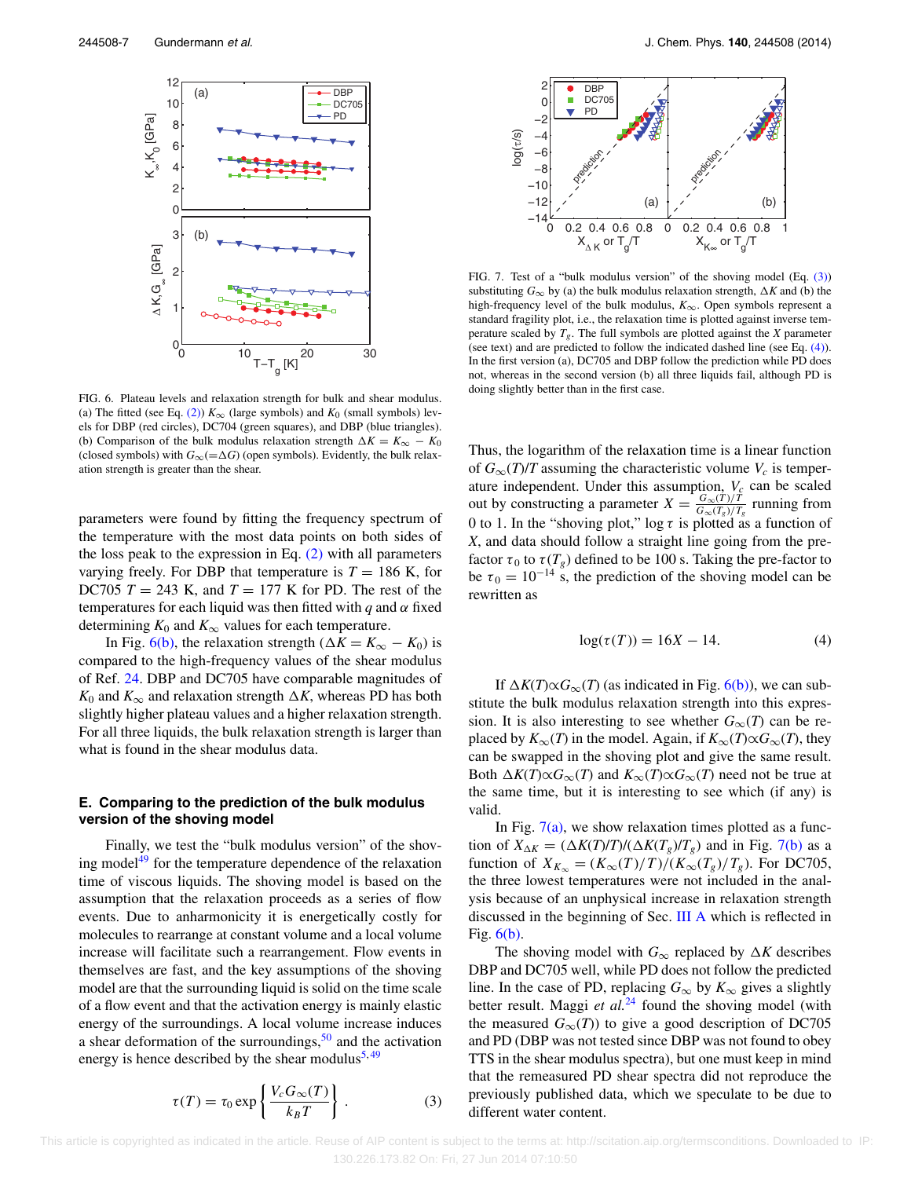FIG. 6. Plateau levels and relaxation strength for bulk and shear modulus. (a) The fitted (see Eq. (2)) $K_\infty$ (large symbols) and $K_0$ (small symbols) levels for DBP (red circles), DC704 (green squares), and DBP (blue triangles). (b) Comparison of the bulk modulus relaxation strength $\Delta K = K_\infty - K_0$ (closed symbols) with $G_\infty (=\Delta G)$ (open symbols). Evidently, the bulk relaxation strength is greater than the shear.

parameters were found by fitting the frequency spectrum of the temperature with the most data points on both sides of the loss peak to the expression in Eq. (2) with all parameters varying freely. For DBP that temperature is $T = 186$ K, for DC705 $T = 243$ K, and $T = 177$ K for PD. The rest of the temperatures for each liquid was then fitted with $q$ and $\alpha$ fixed determining $K_0$ and $K_\infty$ values for each temperature.

In Fig. 6(b), the relaxation strength ($\Delta K = K_\infty - K_0$) is compared to the high-frequency values of the shear modulus of Ref. 24. DBP and DC705 have comparable magnitudes of $K_0$ and $K_\infty$ and relaxation strength $\Delta K$, whereas PD has both slightly higher plateau values and a higher relaxation strength. For all three liquids, the bulk relaxation strength is larger than what is found in the shear modulus data.

### E. Comparing to the prediction of the bulk modulus version of the shoving model

Finally, we test the "bulk modulus version" of the shoving model[49] for the temperature dependence of the relaxation time of viscous liquids. The shoving model is based on the assumption that the relaxation proceeds as a series of flow events. Due to anharmonicity it is energetically costly for molecules to rearrange at constant volume and a local volume increase will facilitate such a rearrangement. Flow events in themselves are fast, and the key assumptions of the shoving model are that the surrounding liquid is solid on the time scale of a flow event and that the activation energy is mainly elastic energy of the surroundings. A local volume increase induces a shear deformation of the surroundings,[50] and the activation energy is hence described by the shear modulus[5,49]

$$\tau(T) = \tau_0 \exp\left\{\frac{V_c G_\infty(T)}{k_B T}\right\}. \tag{3}$$

FIG. 7. Test of a "bulk modulus version" of the shoving model (Eq. (3)) substituting $G_\infty$ by (a) the bulk modulus relaxation strength, $\Delta K$ and (b) the high-frequency level of the bulk modulus, $K_\infty$. Open symbols represent a standard fragility plot, i.e., the relaxation time is plotted against inverse temperature scaled by $T_g$. The full symbols are plotted against the $X$ parameter (see text) and are predicted to follow the indicated dashed line (see Eq. (4)). In the first version (a), DC705 and DBP follow the prediction while PD does not, whereas in the second version (b) all three liquids fail, although PD is doing slightly better than in the first case.

Thus, the logarithm of the relaxation time is a linear function of $G_\infty(T)/T$ assuming the characteristic volume $V_c$ is temperature independent. Under this assumption, $V_c$ can be scaled out by constructing a parameter $X = \frac{G_\infty(T)/T}{G_\infty(T_g)/T_g}$ running from 0 to 1. In the "shoving plot," $\log \tau$ is plotted as a function of $X$, and data should follow a straight line going from the prefactor $\tau_0$ to $\tau(T_g)$ defined to be 100 s. Taking the pre-factor to be $\tau_0 = 10^{-14}$ s, the prediction of the shoving model can be rewritten as

$$\log(\tau(T)) = 16X - 14. \tag{4}$$

If $\Delta K(T) \propto G_\infty(T)$ (as indicated in Fig. 6(b)), we can substitute the bulk modulus relaxation strength into this expression. It is also interesting to see whether $G_\infty(T)$ can be replaced by $K_\infty(T)$ in the model. Again, if $K_\infty(T) \propto G_\infty(T)$, they can be swapped in the shoving plot and give the same result. Both $\Delta K(T) \propto G_\infty(T)$ and $K_\infty(T) \propto G_\infty(T)$ need not be true at the same time, but it is interesting to see which (if any) is valid.

In Fig. 7(a), we show relaxation times plotted as a function of $X_{\Delta K} = (\Delta K(T)/T)/(\Delta K(T_g)/T_g)$ and in Fig. 7(b) as a function of $X_{K_\infty} = (K_\infty(T)/T)/(K_\infty(T_g)/T_g)$. For DC705, the three lowest temperatures were not included in the analysis because of an unphysical increase in relaxation strength discussed in the beginning of Sec. III A which is reflected in Fig. 6(b).

The shoving model with $G_\infty$ replaced by $\Delta K$ describes DBP and DC705 well, while PD does not follow the predicted line. In the case of PD, replacing $G_\infty$ by $K_\infty$ gives a slightly better result. Maggi *et al.*[24] found the shoving model (with the measured $G_\infty(T)$) to give a good description of DC705 and PD (DBP was not tested since DBP was not found to obey TTS in the shear modulus spectra), but one must keep in mind that the remeasured PD shear spectra did not reproduce the previously published data, which we speculate to be due to different water content.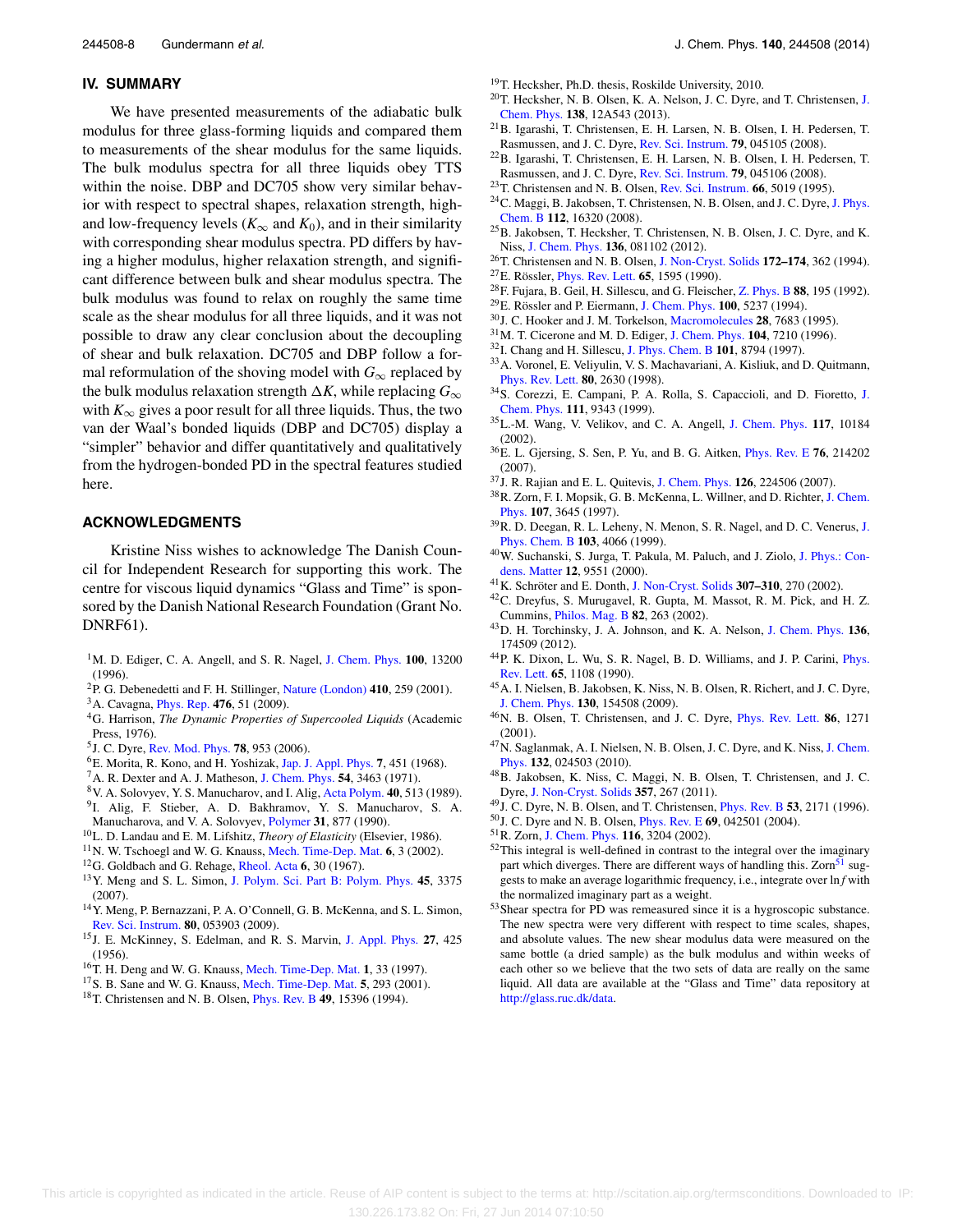## IV. SUMMARY

We have presented measurements of the adiabatic bulk modulus for three glass-forming liquids and compared them to measurements of the shear modulus for the same liquids. The bulk modulus spectra for all three liquids obey TTS within the noise. DBP and DC705 show very similar behavior with respect to spectral shapes, relaxation strength, high- and low-frequency levels ($K_\infty$ and $K_0$), and in their similarity with corresponding shear modulus spectra. PD differs by having a higher modulus, higher relaxation strength, and significant difference between bulk and shear modulus spectra. The bulk modulus was found to relax on roughly the same time scale as the shear modulus for all three liquids, and it was not possible to draw any clear conclusion about the decoupling of shear and bulk relaxation. DC705 and DBP follow a formal reformulation of the shoving model with $G_\infty$ replaced by the bulk modulus relaxation strength $\Delta K$, while replacing $G_\infty$ with $K_\infty$ gives a poor result for all three liquids. Thus, the two van der Waal's bonded liquids (DBP and DC705) display a "simpler" behavior and differ quantitatively and qualitatively from the hydrogen-bonded PD in the spectral features studied here.

## ACKNOWLEDGMENTS

Kristine Niss wishes to acknowledge The Danish Council for Independent Research for supporting this work. The centre for viscous liquid dynamics "Glass and Time" is sponsored by the Danish National Research Foundation (Grant No. DNRF61).

[1] M. D. Ediger, C. A. Angell, and S. R. Nagel, J. Chem. Phys. **100**, 13200 (1996).

[2] P. G. Debenedetti and F. H. Stillinger, Nature (London) **410**, 259 (2001).

[3] A. Cavagna, Phys. Rep. **476**, 51 (2009).

[4] G. Harrison, *The Dynamic Properties of Supercooled Liquids* (Academic Press, 1976).

[5] J. C. Dyre, Rev. Mod. Phys. **78**, 953 (2006).

[6] E. Morita, R. Kono, and H. Yoshizak, Jap. J. Appl. Phys. **7**, 451 (1968).

[7] A. R. Dexter and A. J. Matheson, J. Chem. Phys. **54**, 3463 (1971).

[8] V. A. Solovyev, Y. S. Manucharov, and I. Alig, Acta Polym. **40**, 513 (1989).

[9] I. Alig, F. Stieber, A. D. Bakhramov, Y. S. Manucharov, S. A. Manucharova, and V. A. Solovyev, Polymer **31**, 877 (1990).

[10] L. D. Landau and E. M. Lifshitz, *Theory of Elasticity* (Elsevier, 1986).

[11] N. W. Tschoegl and W. G. Knauss, Mech. Time-Dep. Mat. **6**, 3 (2002).

[12] G. Goldbach and G. Rehage, Rheol. Acta **6**, 30 (1967).

[13] Y. Meng and S. L. Simon, J. Polym. Sci. Part B: Polym. Phys. **45**, 3375 (2007).

[14] Y. Meng, P. Bernazzani, P. A. O'Connell, G. B. McKenna, and S. L. Simon, Rev. Sci. Instrum. **80**, 053903 (2009).

[15] J. E. McKinney, S. Edelman, and R. S. Marvin, J. Appl. Phys. **27**, 425 (1956).

[16] T. H. Deng and W. G. Knauss, Mech. Time-Dep. Mat. **1**, 33 (1997).

[17] S. B. Sane and W. G. Knauss, Mech. Time-Dep. Mat. **5**, 293 (2001).

[18] T. Christensen and N. B. Olsen, Phys. Rev. B **49**, 15396 (1994).

[19] T. Hecksher, Ph.D. thesis, Roskilde University, 2010.

[20] T. Hecksher, N. B. Olsen, K. A. Nelson, J. C. Dyre, and T. Christensen, J. Chem. Phys. **138**, 12A543 (2013).

[21] B. Igarashi, T. Christensen, E. H. Larsen, N. B. Olsen, I. H. Pedersen, T. Rasmussen, and J. C. Dyre, Rev. Sci. Instrum. **79**, 045105 (2008).

[22] B. Igarashi, T. Christensen, E. H. Larsen, N. B. Olsen, I. H. Pedersen, T. Rasmussen, and J. C. Dyre, Rev. Sci. Instrum. **79**, 045106 (2008).

[23] T. Christensen and N. B. Olsen, Rev. Sci. Instrum. **66**, 5019 (1995).

[24] C. Maggi, B. Jakobsen, T. Christensen, N. B. Olsen, and J. C. Dyre, J. Phys. Chem. B **112**, 16320 (2008).

[25] B. Jakobsen, T. Hecksher, T. Christensen, N. B. Olsen, J. C. Dyre, and K. Niss, J. Chem. Phys. **136**, 081102 (2012).

[26] T. Christensen and N. B. Olsen, J. Non-Cryst. Solids **172–174**, 362 (1994).

[27] E. Rössler, Phys. Rev. Lett. **65**, 1595 (1990).

[28] F. Fujara, B. Geil, H. Sillescu, and G. Fleischer, Z. Phys. B **88**, 195 (1992).

[29] E. Rössler and P. Eiermann, J. Chem. Phys. **100**, 5237 (1994).

[30] J. C. Hooker and J. M. Torkelson, Macromolecules **28**, 7683 (1995).

[31] M. T. Cicerone and M. D. Ediger, J. Chem. Phys. **104**, 7210 (1996).

[32] I. Chang and H. Sillescu, J. Phys. Chem. B **101**, 8794 (1997).

[33] A. Voronel, E. Veliyulin, V. S. Machavariani, A. Kisliuk, and D. Quitmann, Phys. Rev. Lett. **80**, 2630 (1998).

[34] S. Corezzi, E. Campani, P. A. Rolla, S. Capaccioli, and D. Fioretto, J. Chem. Phys. **111**, 9343 (1999).

[35] L.-M. Wang, V. Velikov, and C. A. Angell, J. Chem. Phys. **117**, 10184 (2002).

[36] E. L. Gjersing, S. Sen, P. Yu, and B. G. Aitken, Phys. Rev. E **76**, 214202 (2007).

[37] J. R. Rajian and E. L. Quitevis, J. Chem. Phys. **126**, 224506 (2007).

[38] R. Zorn, F. I. Mopsik, G. B. McKenna, L. Willner, and D. Richter, J. Chem. Phys. **107**, 3645 (1997).

[39] R. D. Deegan, R. L. Leheny, N. Menon, S. R. Nagel, and D. C. Venerus, J. Phys. Chem. B **103**, 4066 (1999).

[40] W. Suchanski, S. Jurga, T. Pakula, M. Paluch, and J. Ziolo, J. Phys.: Condens. Matter **12**, 9551 (2000).

[41] K. Schröter and E. Donth, J. Non-Cryst. Solids **307–310**, 270 (2002).

[42] C. Dreyfus, S. Murugavel, R. Gupta, M. Massot, R. M. Pick, and H. Z. Cummins, Philos. Mag. B **82**, 263 (2002).

[43] D. H. Torchinsky, J. A. Johnson, and K. A. Nelson, J. Chem. Phys. **136**, 174509 (2012).

[44] P. K. Dixon, L. Wu, S. R. Nagel, B. D. Williams, and J. P. Carini, Phys. Rev. Lett. **65**, 1108 (1990).

[45] A. I. Nielsen, B. Jakobsen, K. Niss, N. B. Olsen, R. Richert, and J. C. Dyre, J. Chem. Phys. **130**, 154508 (2009).

[46] N. B. Olsen, T. Christensen, and J. C. Dyre, Phys. Rev. Lett. **86**, 1271 (2001).

[47] N. Saglanmak, A. I. Nielsen, N. B. Olsen, J. C. Dyre, and K. Niss, J. Chem. Phys. **132**, 024503 (2010).

[48] B. Jakobsen, K. Niss, C. Maggi, N. B. Olsen, T. Christensen, and J. C. Dyre, J. Non-Cryst. Solids **357**, 267 (2011).

[49] J. C. Dyre, N. B. Olsen, and T. Christensen, Phys. Rev. B **53**, 2171 (1996).

[50] J. C. Dyre and N. B. Olsen, Phys. Rev. E **69**, 042501 (2004).

[51] R. Zorn, J. Chem. Phys. **116**, 3204 (2002).

[52] This integral is well-defined in contrast to the integral over the imaginary part which diverges. There are different ways of handling this. Zorn[51] suggests to make an average logarithmic frequency, i.e., integrate over $\ln f$ with the normalized imaginary part as a weight.

[53] Shear spectra for PD was remeasured since it is a hygroscopic substance. The new spectra were very different with respect to time scales, shapes, and absolute values. The new shear modulus data were measured on the same bottle (a dried sample) as the bulk modulus and within weeks of each other so we believe that the two sets of data are really on the same liquid. All data are available at the "Glass and Time" data repository at http://glass.ruc.dk/data.